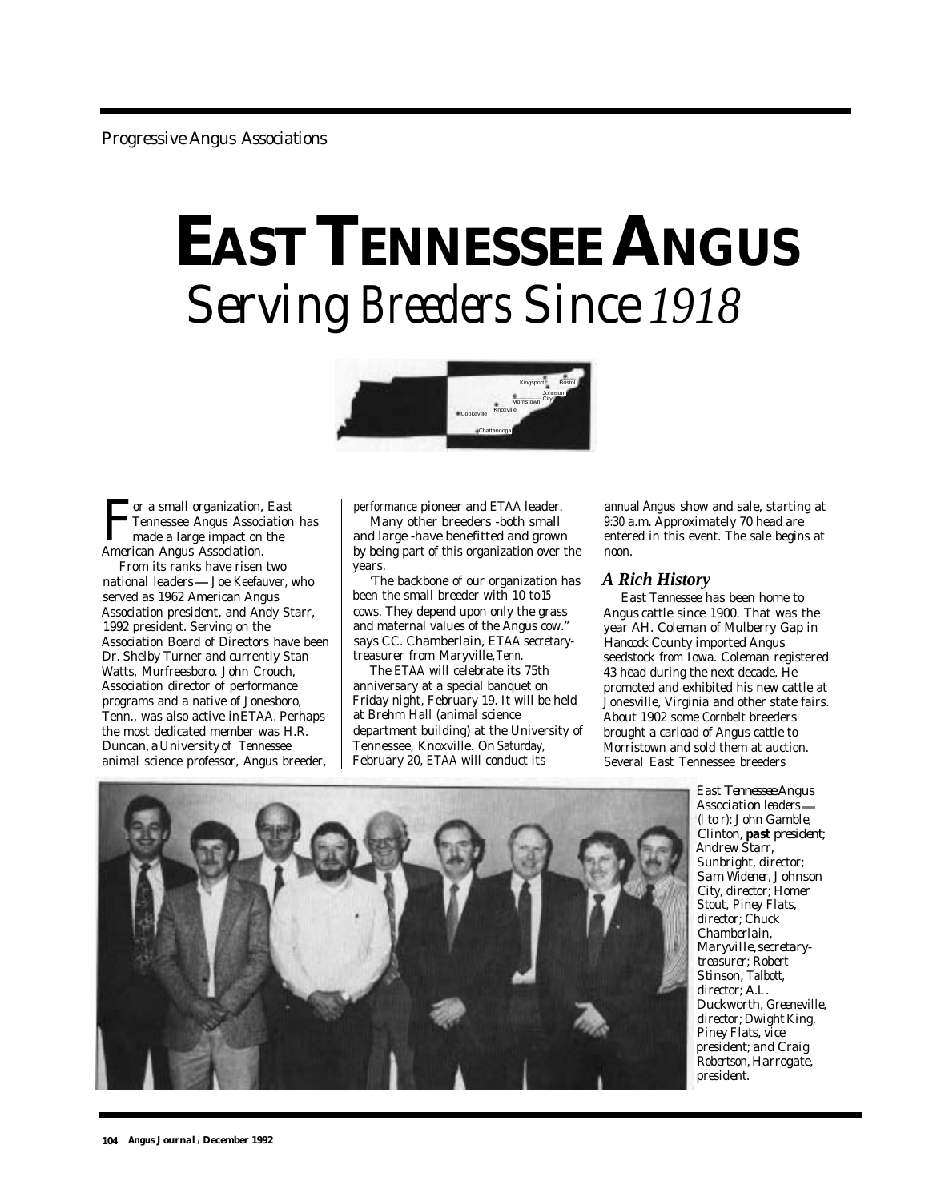# EAST TENNESSEE ANGUS

## *Serving Breeders Since 1918*

For a small organization, East Tennessee Angus Association has made a large impact on the American Angus Association.

From its ranks have risen two national leaders — Joe Keefauver, who served as 1962 American Angus Association president, and Andy Starr, 1992 president. Serving on the Association Board of Directors have been Dr. Shelby Turner and currently Stan Watts, Murfreesboro. John Crouch, Association director of performance programs and a native of Jonesboro, Tenn., was also active in ETAA. Perhaps the most dedicated member was H.R. Duncan, a University of Tennessee animal science professor, Angus breeder, performance pioneer and ETAA leader.

Many other breeders -both small and large -have benefitted and grown by being part of this organization over the years.

'The backbone of our organization has been the small breeder with 10 to 15 cows. They depend upon only the grass and maternal values of the Angus cow." says CC. Chamberlain, ETAA secretary-treasurer from Maryville, Tenn.

The ETAA will celebrate its 75th anniversary at a special banquet on Friday night, February 19. It will be held at Brehm Hall (animal science department building) at the University of Tennessee, Knoxville. On Saturday, February 20, ETAA will conduct its annual Angus show and sale, starting at 9:30 a.m. Approximately 70 head are entered in this event. The sale begins at noon.

### *A Rich History*

East Tennessee has been home to Angus cattle since 1900. That was the year AH. Coleman of Mulberry Gap in Hancock County imported Angus seedstock from Iowa. Coleman registered 43 head during the next decade. He promoted and exhibited his new cattle at Jonesville, Virginia and other state fairs. About 1902 some Cornbelt breeders brought a carload of Angus cattle to Morristown and sold them at auction. Several East Tennessee breeders

East Tennessee Angus Association leaders — (l to r): John Gamble, Clinton, **past president**; Andrew Starr, Sunbright, director; Sam Widener, Johnson City, director; Homer Stout, Piney Flats, director; Chuck Chamberlain, Maryville, secretary-treasurer; Robert Stinson, Talbott, director; A.L. Duckworth, Greeneville, director; Dwight King, Piney Flats, vice president; and Craig Robertson, Harrogate, president.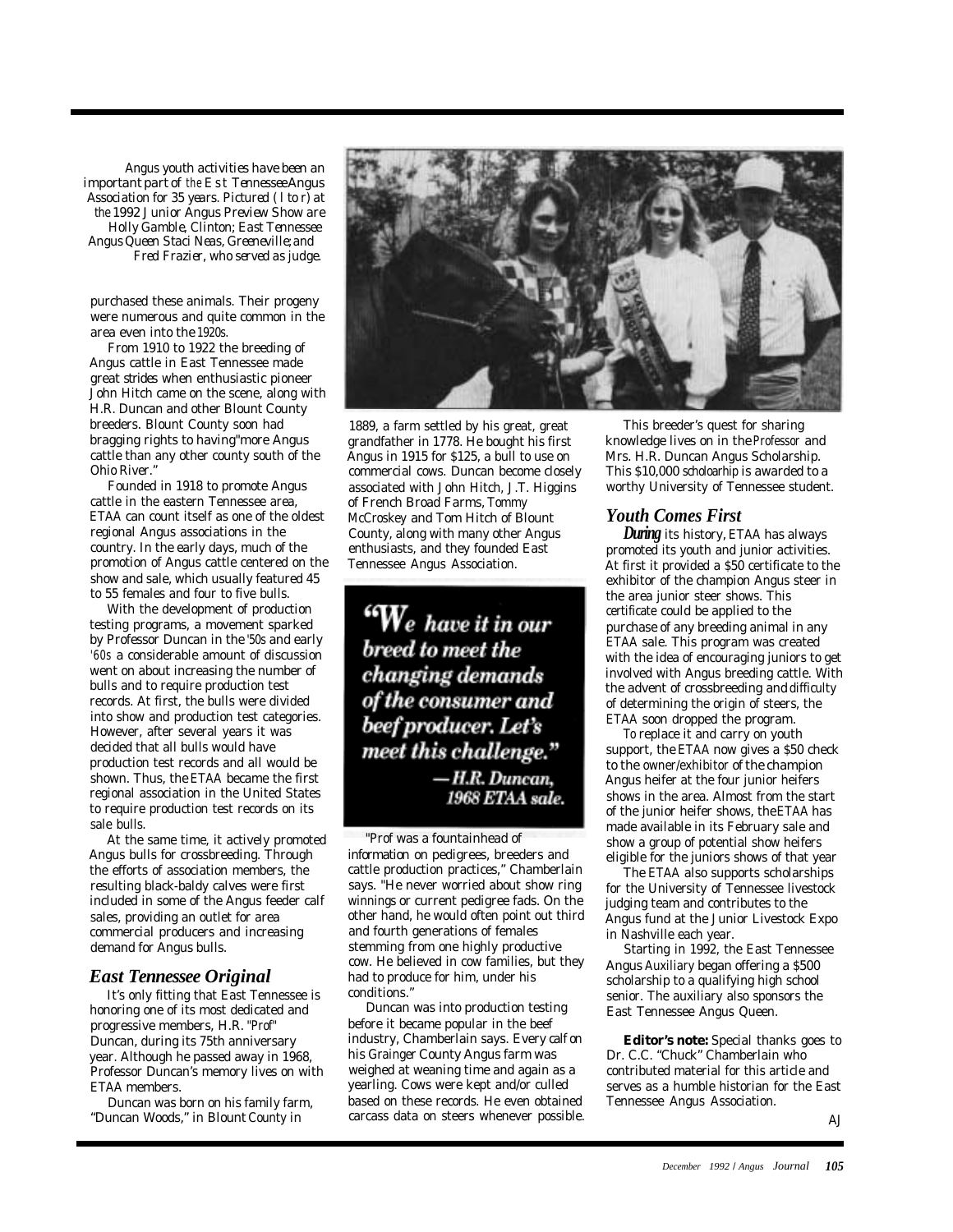*Angus youth activities have been an important part of the Est Tennessee Angus Association for 35 years. Pictured (l to r) at the 1992 Junior Angus Preview Show are Holly Gamble, Clinton; East Tennessee Angus Queen Staci Neas, Greeneville; and Fred Frazier, who served as judge.*

purchased these animals. Their progeny were numerous and quite common in the area even into the 1920s.

From 1910 to 1922 the breeding of Angus cattle in East Tennessee made great strides when enthusiastic pioneer John Hitch came on the scene, along with H.R. Duncan and other Blount County breeders. Blount County soon had bragging rights to having"more Angus cattle than any other county south of the Ohio River."

Founded in 1918 to promote Angus cattle in the eastern Tennessee area, ETAA can count itself as one of the oldest regional Angus associations in the country. In the early days, much of the promotion of Angus cattle centered on the show and sale, which usually featured 45 to 55 females and four to five bulls.

With the development of production testing programs, a movement sparked by Professor Duncan in the '50s and early '60s a considerable amount of discussion went on about increasing the number of bulls and to require production test records. At first, the bulls were divided into show and production test categories. However, after several years it was decided that all bulls would have production test records and all would be shown. Thus, the ETAA became the first regional association in the United States to require production test records on its sale bulls.

At the same time, it actively promoted Angus bulls for crossbreeding. Through the efforts of association members, the resulting black-baldy calves were first included in some of the Angus feeder calf sales, providing an outlet for area commercial producers and increasing demand for Angus bulls.

## *East Tennessee Original*

It's only fitting that East Tennessee is honoring one of its most dedicated and progressive members, H.R. "Prof" Duncan, during its 75th anniversary year. Although he passed away in 1968, Professor Duncan's memory lives on with ETAA members.

Duncan was born on his family farm, "Duncan Woods," in Blount County in 1889, a farm settled by his great, great grandfather in 1778. He bought his first Angus in 1915 for $125, a bull to use on commercial cows. Duncan become closely associated with John Hitch, J.T. Higgins of French Broad Farms, Tommy McCroskey and Tom Hitch of Blount County, along with many other Angus enthusiasts, and they founded East Tennessee Angus Association.

> **"We have it in our breed to meet the changing demands of the consumer and beef producer. Let's meet this challenge."**
> **—H.R. Duncan, 1968 ETAA sale.**

"Prof was a fountainhead of information on pedigrees, breeders and cattle production practices," Chamberlain says. "He never worried about show ring winnings or current pedigree fads. On the other hand, he would often point out third and fourth generations of females stemming from one highly productive cow. He believed in cow families, but they had to produce for him, under his conditions."

Duncan was into production testing before it became popular in the beef industry, Chamberlain says. Every calf on his Grainger County Angus farm was weighed at weaning time and again as a yearling. Cows were kept and/or culled based on these records. He even obtained carcass data on steers whenever possible.

This breeder's quest for sharing knowledge lives on in the Professor and Mrs. H.R. Duncan Angus Scholarship. This $10,000 scholoarhip is awarded to a worthy University of Tennessee student.

## *Youth Comes First*

***During*** its history, ETAA has always promoted its youth and junior activities. At first it provided a $50 certificate to the exhibitor of the champion Angus steer in the area junior steer shows. This certificate could be applied to the purchase of any breeding animal in any ETAA sale. This program was created with the idea of encouraging juniors to get involved with Angus breeding cattle. With the advent of crossbreeding and difficulty of determining the origin of steers, the ETAA soon dropped the program.

To replace it and carry on youth support, the ETAA now gives a $50 check to the owner/exhibitor of the champion Angus heifer at the four junior heifers shows in the area. Almost from the start of the junior heifer shows, the ETAA has made available in its February sale and show a group of potential show heifers eligible for the juniors shows of that year

The ETAA also supports scholarships for the University of Tennessee livestock judging team and contributes to the Angus fund at the Junior Livestock Expo in Nashville each year.

Starting in 1992, the East Tennessee Angus Auxiliary began offering a $500 scholarship to a qualifying high school senior. The auxiliary also sponsors the East Tennessee Angus Queen.

**Editor's note:** Special thanks goes to Dr. C.C. "Chuck" Chamberlain who contributed material for this article and serves as a humble historian for the East Tennessee Angus Association.

AJ